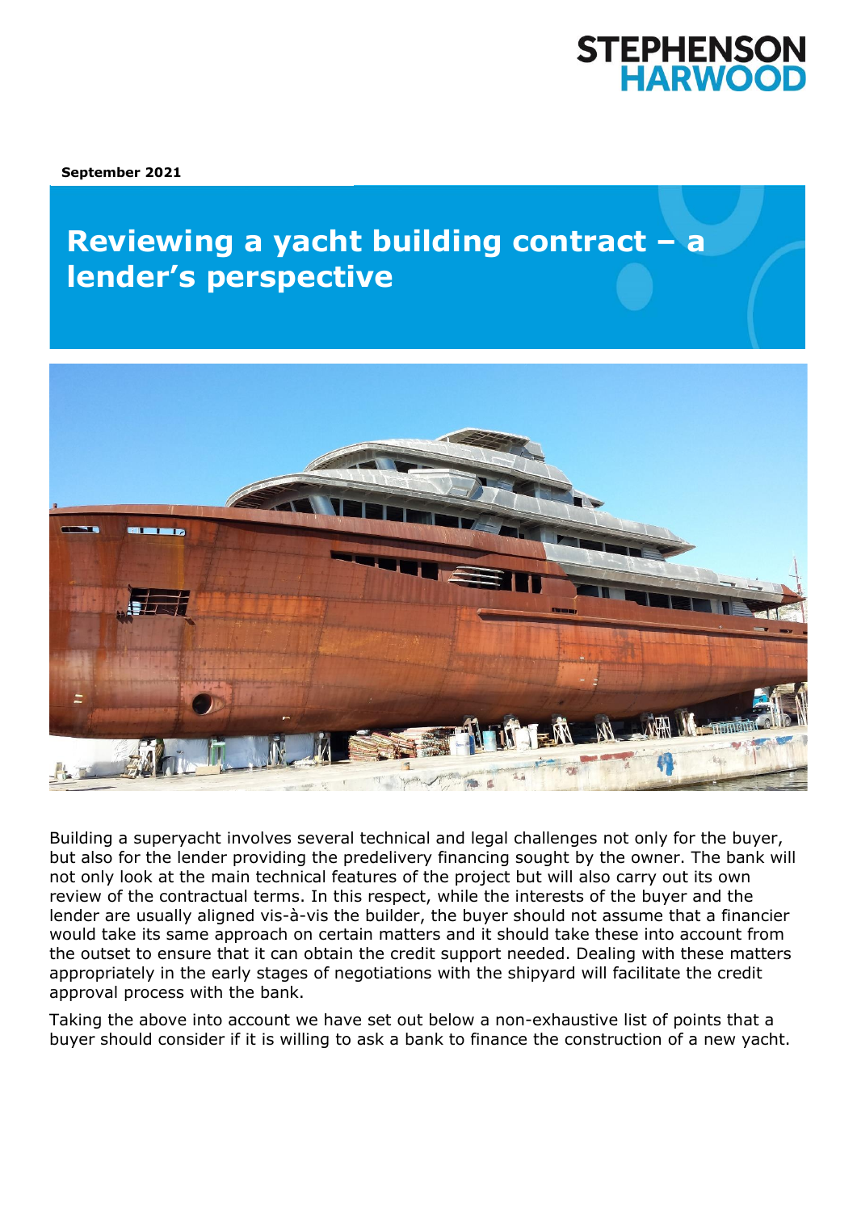STEPHENSON HARWOOD

September 2021

# Reviewing a yacht building contract – a lender's perspective

Building a superyacht involves several technical and legal challenges not only for the buyer, but also for the lender providing the predelivery financing sought by the owner. The bank will not only look at the main technical features of the project but will also carry out its own review of the contractual terms. In this respect, while the interests of the buyer and the lender are usually aligned vis-à-vis the builder, the buyer should not assume that a financier would take its same approach on certain matters and it should take these into account from the outset to ensure that it can obtain the credit support needed. Dealing with these matters appropriately in the early stages of negotiations with the shipyard will facilitate the credit approval process with the bank.

Taking the above into account we have set out below a non-exhaustive list of points that a buyer should consider if it is willing to ask a bank to finance the construction of a new yacht.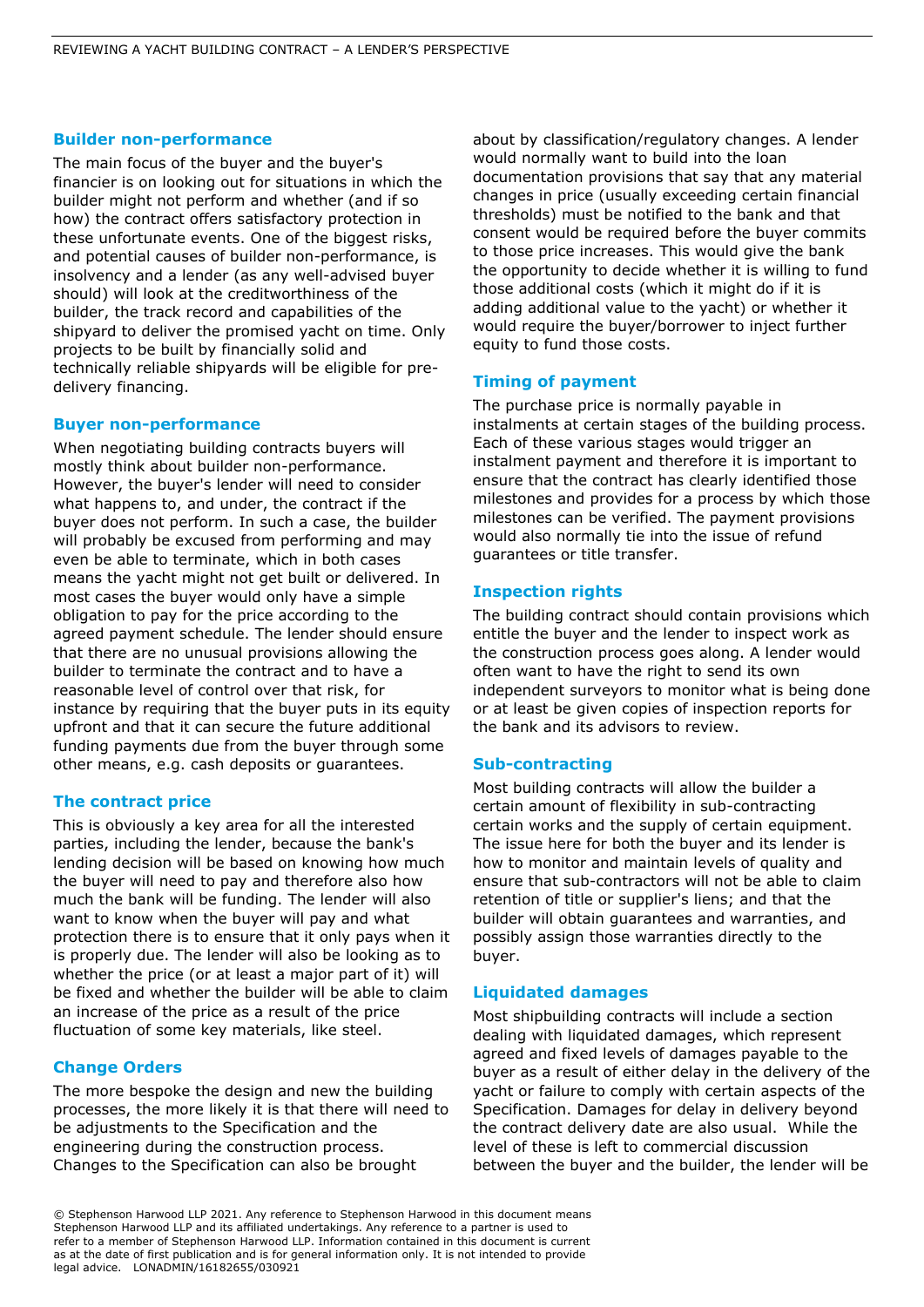## Builder non-performance

The main focus of the buyer and the buyer's financier is on looking out for situations in which the builder might not perform and whether (and if so how) the contract offers satisfactory protection in these unfortunate events. One of the biggest risks, and potential causes of builder non-performance, is insolvency and a lender (as any well-advised buyer should) will look at the creditworthiness of the builder, the track record and capabilities of the shipyard to deliver the promised yacht on time. Only projects to be built by financially solid and technically reliable shipyards will be eligible for pre-delivery financing.

## Buyer non-performance

When negotiating building contracts buyers will mostly think about builder non-performance. However, the buyer's lender will need to consider what happens to, and under, the contract if the buyer does not perform. In such a case, the builder will probably be excused from performing and may even be able to terminate, which in both cases means the yacht might not get built or delivered. In most cases the buyer would only have a simple obligation to pay for the price according to the agreed payment schedule. The lender should ensure that there are no unusual provisions allowing the builder to terminate the contract and to have a reasonable level of control over that risk, for instance by requiring that the buyer puts in its equity upfront and that it can secure the future additional funding payments due from the buyer through some other means, e.g. cash deposits or guarantees.

## The contract price

This is obviously a key area for all the interested parties, including the lender, because the bank's lending decision will be based on knowing how much the buyer will need to pay and therefore also how much the bank will be funding. The lender will also want to know when the buyer will pay and what protection there is to ensure that it only pays when it is properly due. The lender will also be looking as to whether the price (or at least a major part of it) will be fixed and whether the builder will be able to claim an increase of the price as a result of the price fluctuation of some key materials, like steel.

## Change Orders

The more bespoke the design and new the building processes, the more likely it is that there will need to be adjustments to the Specification and the engineering during the construction process. Changes to the Specification can also be brought about by classification/regulatory changes. A lender would normally want to build into the loan documentation provisions that say that any material changes in price (usually exceeding certain financial thresholds) must be notified to the bank and that consent would be required before the buyer commits to those price increases. This would give the bank the opportunity to decide whether it is willing to fund those additional costs (which it might do if it is adding additional value to the yacht) or whether it would require the buyer/borrower to inject further equity to fund those costs.

## Timing of payment

The purchase price is normally payable in instalments at certain stages of the building process. Each of these various stages would trigger an instalment payment and therefore it is important to ensure that the contract has clearly identified those milestones and provides for a process by which those milestones can be verified. The payment provisions would also normally tie into the issue of refund guarantees or title transfer.

## Inspection rights

The building contract should contain provisions which entitle the buyer and the lender to inspect work as the construction process goes along. A lender would often want to have the right to send its own independent surveyors to monitor what is being done or at least be given copies of inspection reports for the bank and its advisors to review.

## Sub-contracting

Most building contracts will allow the builder a certain amount of flexibility in sub-contracting certain works and the supply of certain equipment. The issue here for both the buyer and its lender is how to monitor and maintain levels of quality and ensure that sub-contractors will not be able to claim retention of title or supplier's liens; and that the builder will obtain guarantees and warranties, and possibly assign those warranties directly to the buyer.

## Liquidated damages

Most shipbuilding contracts will include a section dealing with liquidated damages, which represent agreed and fixed levels of damages payable to the buyer as a result of either delay in the delivery of the yacht or failure to comply with certain aspects of the Specification. Damages for delay in delivery beyond the contract delivery date are also usual. While the level of these is left to commercial discussion between the buyer and the builder, the lender will be

© Stephenson Harwood LLP 2021. Any reference to Stephenson Harwood in this document means Stephenson Harwood LLP and its affiliated undertakings. Any reference to a partner is used to refer to a member of Stephenson Harwood LLP. Information contained in this document is current as at the date of first publication and is for general information only. It is not intended to provide legal advice. LONADMIN/16182655/030921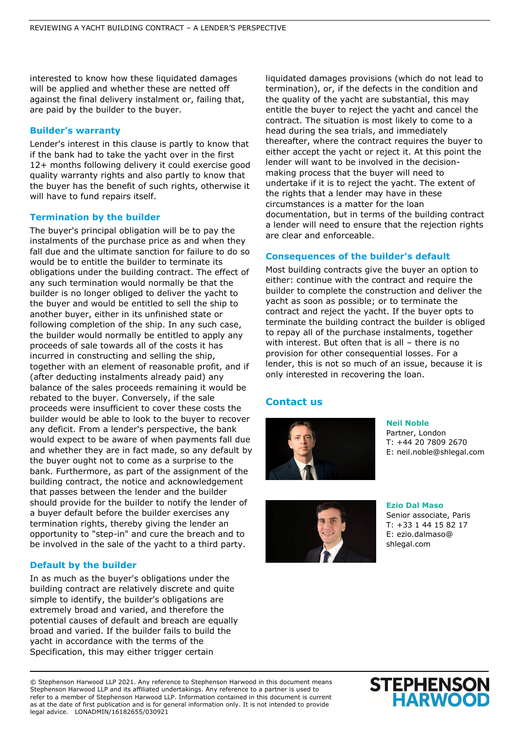interested to know how these liquidated damages will be applied and whether these are netted off against the final delivery instalment or, failing that, are paid by the builder to the buyer.

### Builder's warranty

Lender's interest in this clause is partly to know that if the bank had to take the yacht over in the first 12+ months following delivery it could exercise good quality warranty rights and also partly to know that the buyer has the benefit of such rights, otherwise it will have to fund repairs itself.

### Termination by the builder

The buyer's principal obligation will be to pay the instalments of the purchase price as and when they fall due and the ultimate sanction for failure to do so would be to entitle the builder to terminate its obligations under the building contract. The effect of any such termination would normally be that the builder is no longer obliged to deliver the yacht to the buyer and would be entitled to sell the ship to another buyer, either in its unfinished state or following completion of the ship. In any such case, the builder would normally be entitled to apply any proceeds of sale towards all of the costs it has incurred in constructing and selling the ship, together with an element of reasonable profit, and if (after deducting instalments already paid) any balance of the sales proceeds remaining it would be rebated to the buyer. Conversely, if the sale proceeds were insufficient to cover these costs the builder would be able to look to the buyer to recover any deficit. From a lender's perspective, the bank would expect to be aware of when payments fall due and whether they are in fact made, so any default by the buyer ought not to come as a surprise to the bank. Furthermore, as part of the assignment of the building contract, the notice and acknowledgement that passes between the lender and the builder should provide for the builder to notify the lender of a buyer default before the builder exercises any termination rights, thereby giving the lender an opportunity to "step-in" and cure the breach and to be involved in the sale of the yacht to a third party.

### Default by the builder

In as much as the buyer's obligations under the building contract are relatively discrete and quite simple to identify, the builder's obligations are extremely broad and varied, and therefore the potential causes of default and breach are equally broad and varied. If the builder fails to build the yacht in accordance with the terms of the Specification, this may either trigger certain liquidated damages provisions (which do not lead to termination), or, if the defects in the condition and the quality of the yacht are substantial, this may entitle the buyer to reject the yacht and cancel the contract. The situation is most likely to come to a head during the sea trials, and immediately thereafter, where the contract requires the buyer to either accept the yacht or reject it. At this point the lender will want to be involved in the decision-making process that the buyer will need to undertake if it is to reject the yacht. The extent of the rights that a lender may have in these circumstances is a matter for the loan documentation, but in terms of the building contract a lender will need to ensure that the rejection rights are clear and enforceable.

### Consequences of the builder's default

Most building contracts give the buyer an option to either: continue with the contract and require the builder to complete the construction and deliver the yacht as soon as possible; or to terminate the contract and reject the yacht. If the buyer opts to terminate the building contract the builder is obliged to repay all of the purchase instalments, together with interest. But often that is all – there is no provision for other consequential losses. For a lender, this is not so much of an issue, because it is only interested in recovering the loan.

## Contact us

**Neil Noble**
Partner, London
T: +44 20 7809 2670
E: neil.noble@shlegal.com

**Ezio Dal Maso**
Senior associate, Paris
T: +33 1 44 15 82 17
E: ezio.dalmaso@shlegal.com

© Stephenson Harwood LLP 2021. Any reference to Stephenson Harwood in this document means Stephenson Harwood LLP and its affiliated undertakings. Any reference to a partner is used to refer to a member of Stephenson Harwood LLP. Information contained in this document is current as at the date of first publication and is for general information only. It is not intended to provide legal advice. LONADMIN/16182655/030921

STEPHENSON HARWOOD